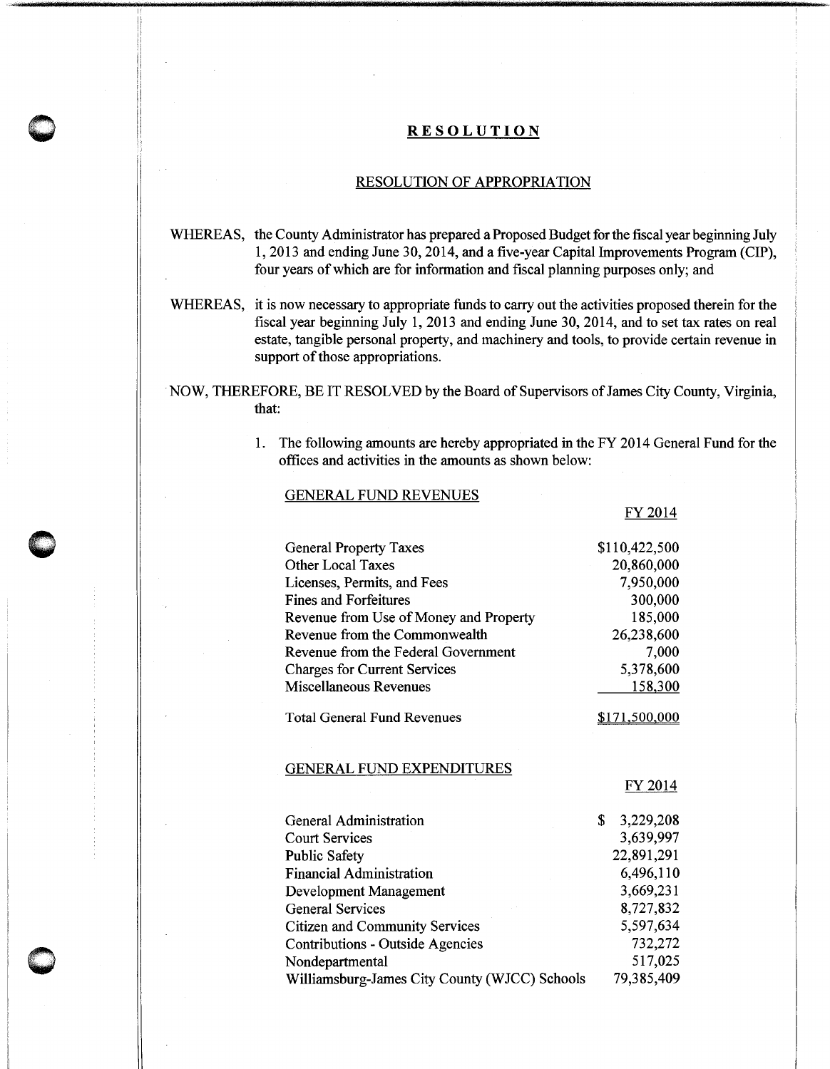# RESOLUTION

## RESOLUTION OF APPROPRIATION

WHEREAS, the County Administrator has prepared a Proposed Budget for the fiscal year beginning July 1, 2013 and ending June 30, 2014, and a five-year Capital Improvements Program (CIP), four years of which are for information and fiscal planning purposes only; and

WHEREAS, it is now necessary to appropriate funds to carry out the activities proposed therein for the fiscal year beginning July 1, 2013 and ending June 30, 2014, and to set tax rates on real estate, tangible personal property, and machinery and tools, to provide certain revenue in support of those appropriations.

NOW, THEREFORE, BE IT RESOLVED by the Board of Supervisors of James City County, Virginia, that:

1. The following amounts are hereby appropriated in the FY 2014 General Fund for the offices and activities in the amounts as shown below:

GENERAL FUND REVENUES

| | FY 2014 |
|---|---|
| General Property Taxes | $110,422,500 |
| Other Local Taxes | 20,860,000 |
| Licenses, Permits, and Fees | 7,950,000 |
| Fines and Forfeitures | 300,000 |
| Revenue from Use of Money and Property | 185,000 |
| Revenue from the Commonwealth | 26,238,600 |
| Revenue from the Federal Government | 7,000 |
| Charges for Current Services | 5,378,600 |
| Miscellaneous Revenues | 158,300 |
| Total General Fund Revenues | $171,500,000 |

GENERAL FUND EXPENDITURES

| | FY 2014 |
|---|---|
| General Administration | $ 3,229,208 |
| Court Services | 3,639,997 |
| Public Safety | 22,891,291 |
| Financial Administration | 6,496,110 |
| Development Management | 3,669,231 |
| General Services | 8,727,832 |
| Citizen and Community Services | 5,597,634 |
| Contributions - Outside Agencies | 732,272 |
| Nondepartmental | 517,025 |
| Williamsburg-James City County (WJCC) Schools | 79,385,409 |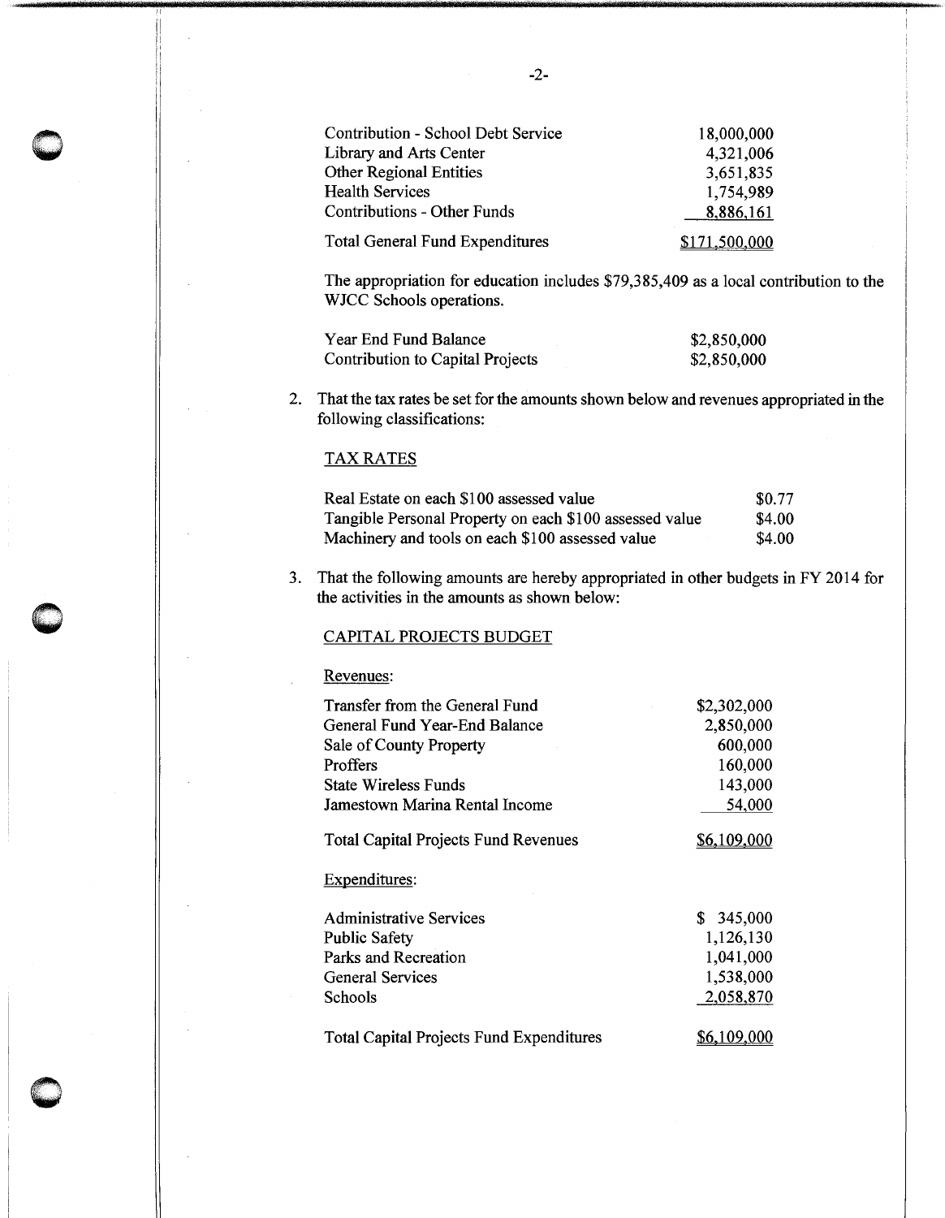| | |
|---|---|
| Contribution - School Debt Service | 18,000,000 |
| Library and Arts Center | 4,321,006 |
| Other Regional Entities | 3,651,835 |
| Health Services | 1,754,989 |
| Contributions - Other Funds | 8,886,161 |
| Total General Fund Expenditures | $171,500,000 |

The appropriation for education includes $79,385,409 as a local contribution to the WJCC Schools operations.

| | |
|---|---|
| Year End Fund Balance | $2,850,000 |
| Contribution to Capital Projects | $2,850,000 |

2. That the tax rates be set for the amounts shown below and revenues appropriated in the following classifications:

TAX RATES

| | |
|---|---|
| Real Estate on each $100 assessed value | $0.77 |
| Tangible Personal Property on each $100 assessed value | $4.00 |
| Machinery and tools on each $100 assessed value | $4.00 |

3. That the following amounts are hereby appropriated in other budgets in FY 2014 for the activities in the amounts as shown below:

CAPITAL PROJECTS BUDGET

Revenues:

| | |
|---|---|
| Transfer from the General Fund | $2,302,000 |
| General Fund Year-End Balance | 2,850,000 |
| Sale of County Property | 600,000 |
| Proffers | 160,000 |
| State Wireless Funds | 143,000 |
| Jamestown Marina Rental Income | 54,000 |
| Total Capital Projects Fund Revenues | $6,109,000 |

Expenditures:

| | |
|---|---|
| Administrative Services | $ 345,000 |
| Public Safety | 1,126,130 |
| Parks and Recreation | 1,041,000 |
| General Services | 1,538,000 |
| Schools | 2,058,870 |
| Total Capital Projects Fund Expenditures | $6,109,000 |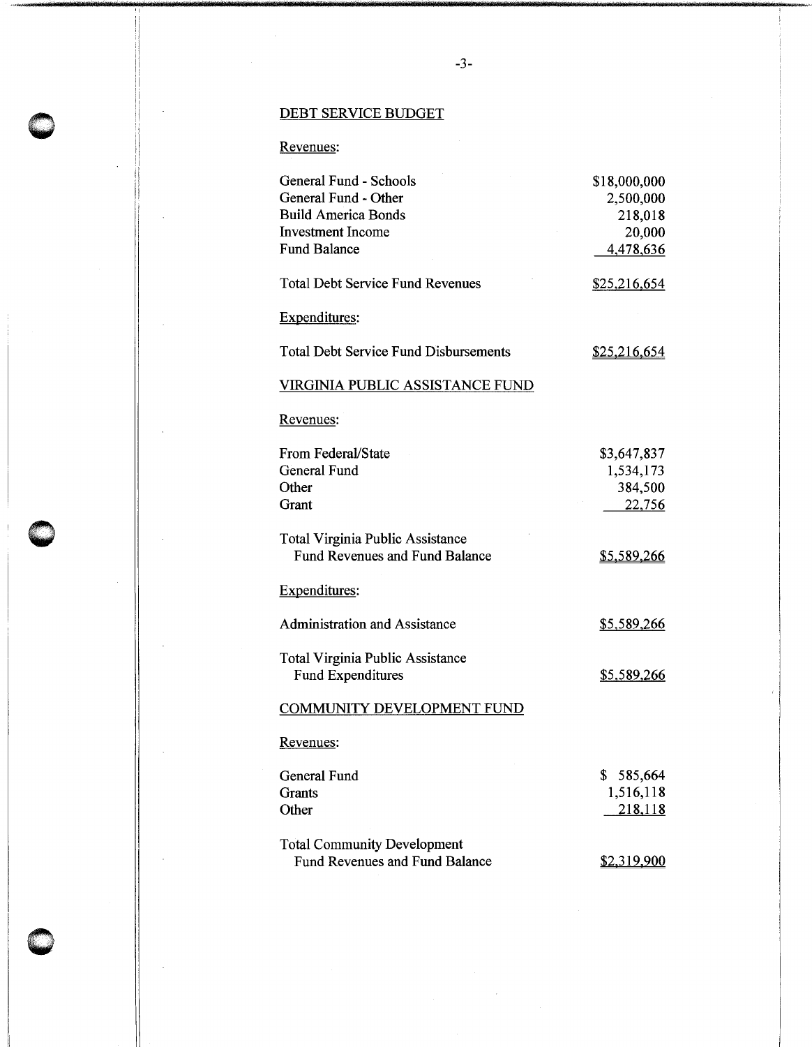## DEBT SERVICE BUDGET

Revenues:

| | |
|---|---|
| General Fund - Schools | \$18,000,000 |
| General Fund - Other | 2,500,000 |
| Build America Bonds | 218,018 |
| Investment Income | 20,000 |
| Fund Balance | 4,478,636 |
| Total Debt Service Fund Revenues | \$25,216,654 |

Expenditures:

| | |
|---|---|
| Total Debt Service Fund Disbursements | \$25,216,654 |

## VIRGINIA PUBLIC ASSISTANCE FUND

Revenues:

| | |
|---|---|
| From Federal/State | \$3,647,837 |
| General Fund | 1,534,173 |
| Other | 384,500 |
| Grant | 22,756 |
| Total Virginia Public Assistance Fund Revenues and Fund Balance | \$5,589,266 |

Expenditures:

| | |
|---|---|
| Administration and Assistance | \$5,589,266 |
| Total Virginia Public Assistance Fund Expenditures | \$5,589,266 |

## COMMUNITY DEVELOPMENT FUND

Revenues:

| | |
|---|---|
| General Fund | \$ 585,664 |
| Grants | 1,516,118 |
| Other | 218,118 |
| Total Community Development Fund Revenues and Fund Balance | \$2,319,900 |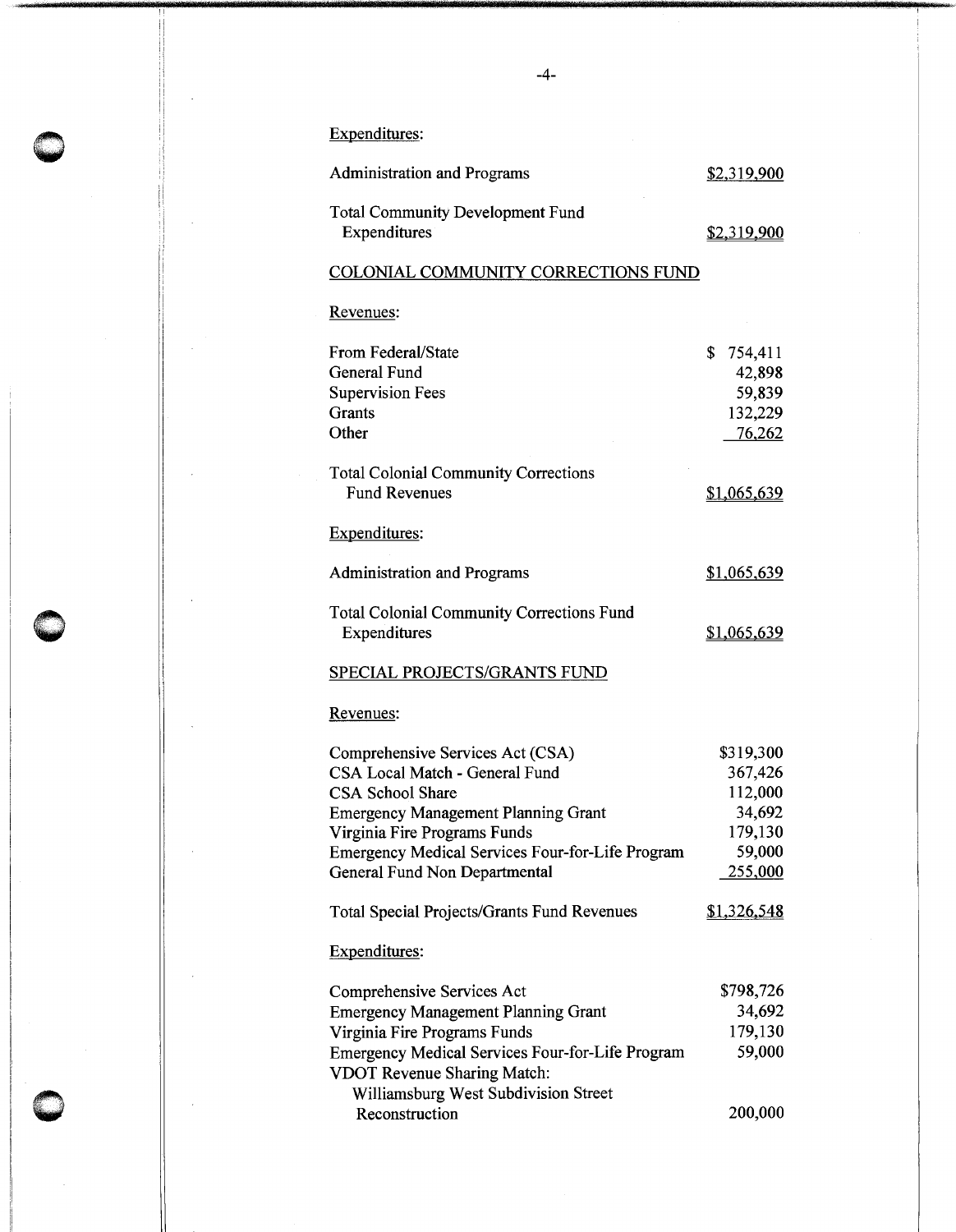Expenditures:

| | |
|---|---|
| Administration and Programs | $2,319,900 |
| Total Community Development Fund Expenditures | $2,319,900 |

## COLONIAL COMMUNITY CORRECTIONS FUND

Revenues:

| | |
|---|---|
| From Federal/State | $ 754,411 |
| General Fund | 42,898 |
| Supervision Fees | 59,839 |
| Grants | 132,229 |
| Other | 76,262 |
| Total Colonial Community Corrections Fund Revenues | $1,065,639 |

Expenditures:

| | |
|---|---|
| Administration and Programs | $1,065,639 |
| Total Colonial Community Corrections Fund Expenditures | $1,065,639 |

## SPECIAL PROJECTS/GRANTS FUND

Revenues:

| | |
|---|---|
| Comprehensive Services Act (CSA) | $319,300 |
| CSA Local Match - General Fund | 367,426 |
| CSA School Share | 112,000 |
| Emergency Management Planning Grant | 34,692 |
| Virginia Fire Programs Funds | 179,130 |
| Emergency Medical Services Four-for-Life Program | 59,000 |
| General Fund Non Departmental | 255,000 |
| Total Special Projects/Grants Fund Revenues | $1,326,548 |

Expenditures:

| | |
|---|---|
| Comprehensive Services Act | $798,726 |
| Emergency Management Planning Grant | 34,692 |
| Virginia Fire Programs Funds | 179,130 |
| Emergency Medical Services Four-for-Life Program | 59,000 |
| VDOT Revenue Sharing Match: Williamsburg West Subdivision Street Reconstruction | 200,000 |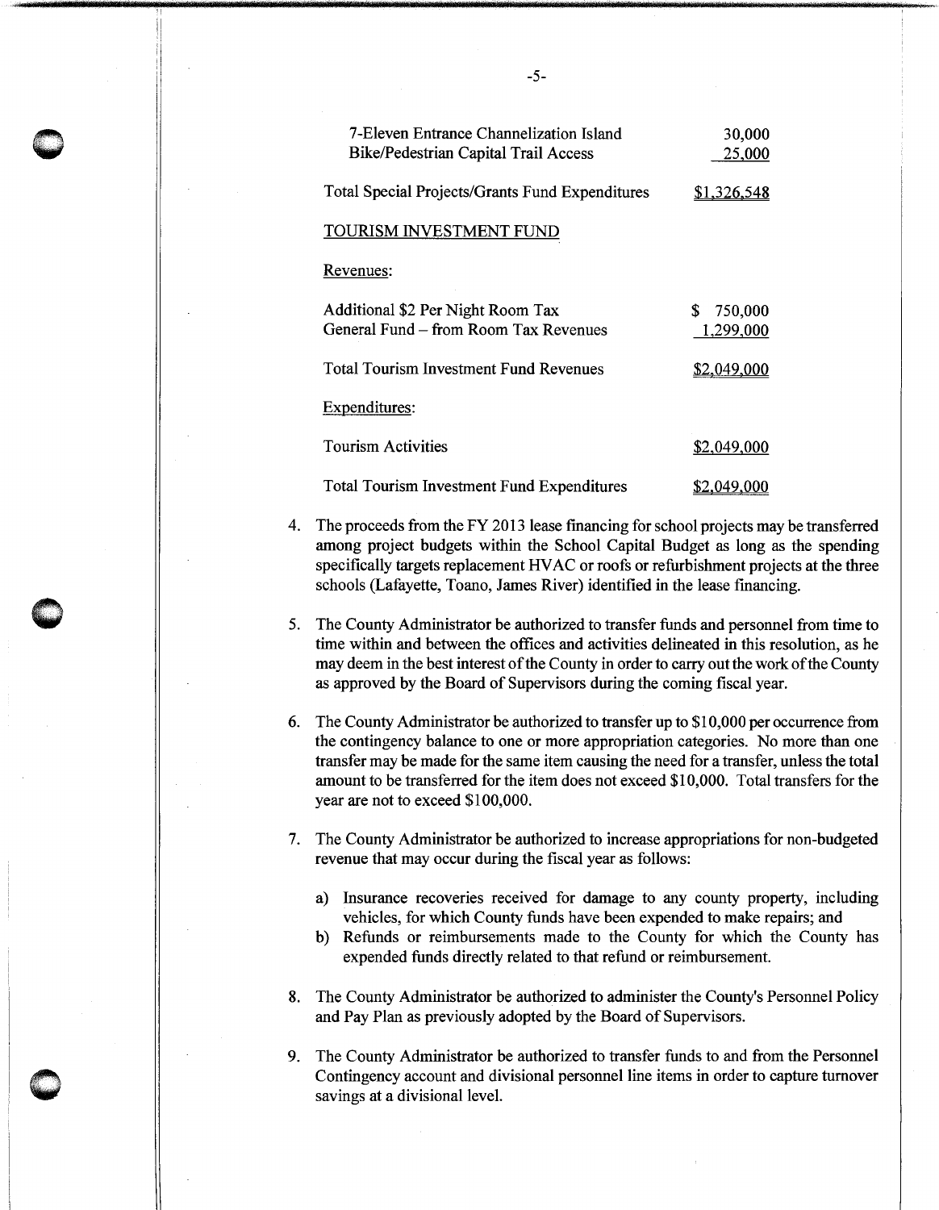| | |
|---|---|
| 7-Eleven Entrance Channelization Island | 30,000 |
| Bike/Pedestrian Capital Trail Access | 25,000 |
| Total Special Projects/Grants Fund Expenditures | $1,326,548 |

TOURISM INVESTMENT FUND

Revenues:

| | |
|---|---|
| Additional $2 Per Night Room Tax | $ 750,000 |
| General Fund – from Room Tax Revenues | 1,299,000 |
| Total Tourism Investment Fund Revenues | $2,049,000 |

Expenditures:

| | |
|---|---|
| Tourism Activities | $2,049,000 |
| Total Tourism Investment Fund Expenditures | $2,049,000 |

4. The proceeds from the FY 2013 lease financing for school projects may be transferred among project budgets within the School Capital Budget as long as the spending specifically targets replacement HVAC or roofs or refurbishment projects at the three schools (Lafayette, Toano, James River) identified in the lease financing.

5. The County Administrator be authorized to transfer funds and personnel from time to time within and between the offices and activities delineated in this resolution, as he may deem in the best interest of the County in order to carry out the work of the County as approved by the Board of Supervisors during the coming fiscal year.

6. The County Administrator be authorized to transfer up to $10,000 per occurrence from the contingency balance to one or more appropriation categories. No more than one transfer may be made for the same item causing the need for a transfer, unless the total amount to be transferred for the item does not exceed $10,000. Total transfers for the year are not to exceed $100,000.

7. The County Administrator be authorized to increase appropriations for non-budgeted revenue that may occur during the fiscal year as follows:

   a) Insurance recoveries received for damage to any county property, including vehicles, for which County funds have been expended to make repairs; and
   b) Refunds or reimbursements made to the County for which the County has expended funds directly related to that refund or reimbursement.

8. The County Administrator be authorized to administer the County's Personnel Policy and Pay Plan as previously adopted by the Board of Supervisors.

9. The County Administrator be authorized to transfer funds to and from the Personnel Contingency account and divisional personnel line items in order to capture turnover savings at a divisional level.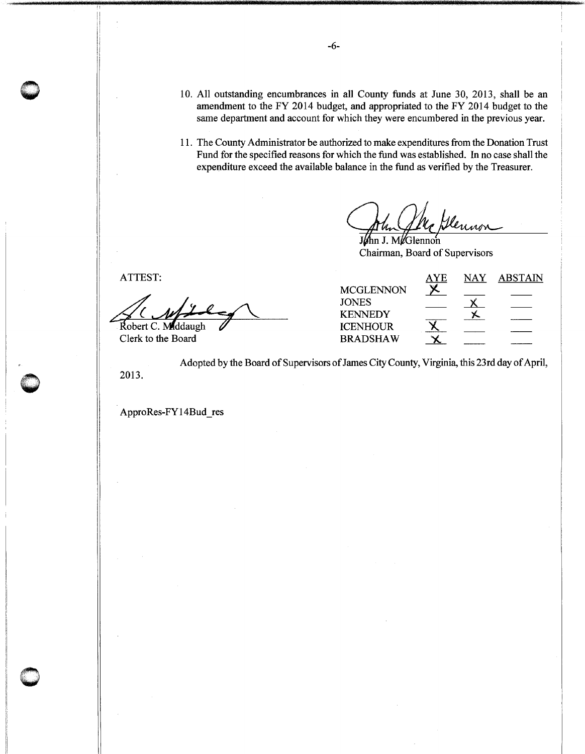10. All outstanding encumbrances in all County funds at June 30, 2013, shall be an amendment to the FY 2014 budget, and appropriated to the FY 2014 budget to the same department and account for which they were encumbered in the previous year.

11. The County Administrator be authorized to make expenditures from the Donation Trust Fund for the specified reasons for which the fund was established. In no case shall the expenditure exceed the available balance in the fund as verified by the Treasurer.

John J. McGlennon
Chairman, Board of Supervisors

ATTEST:

Robert C. Middaugh
Clerk to the Board

| | AYE | NAY | ABSTAIN |
|---|---|---|---|
| MCGLENNON | X | | |
| JONES | | X | |
| KENNEDY | | X | |
| ICENHOUR | X | | |
| BRADSHAW | X | | |

Adopted by the Board of Supervisors of James City County, Virginia, this 23rd day of April, 2013.

ApproRes-FY14Bud_res